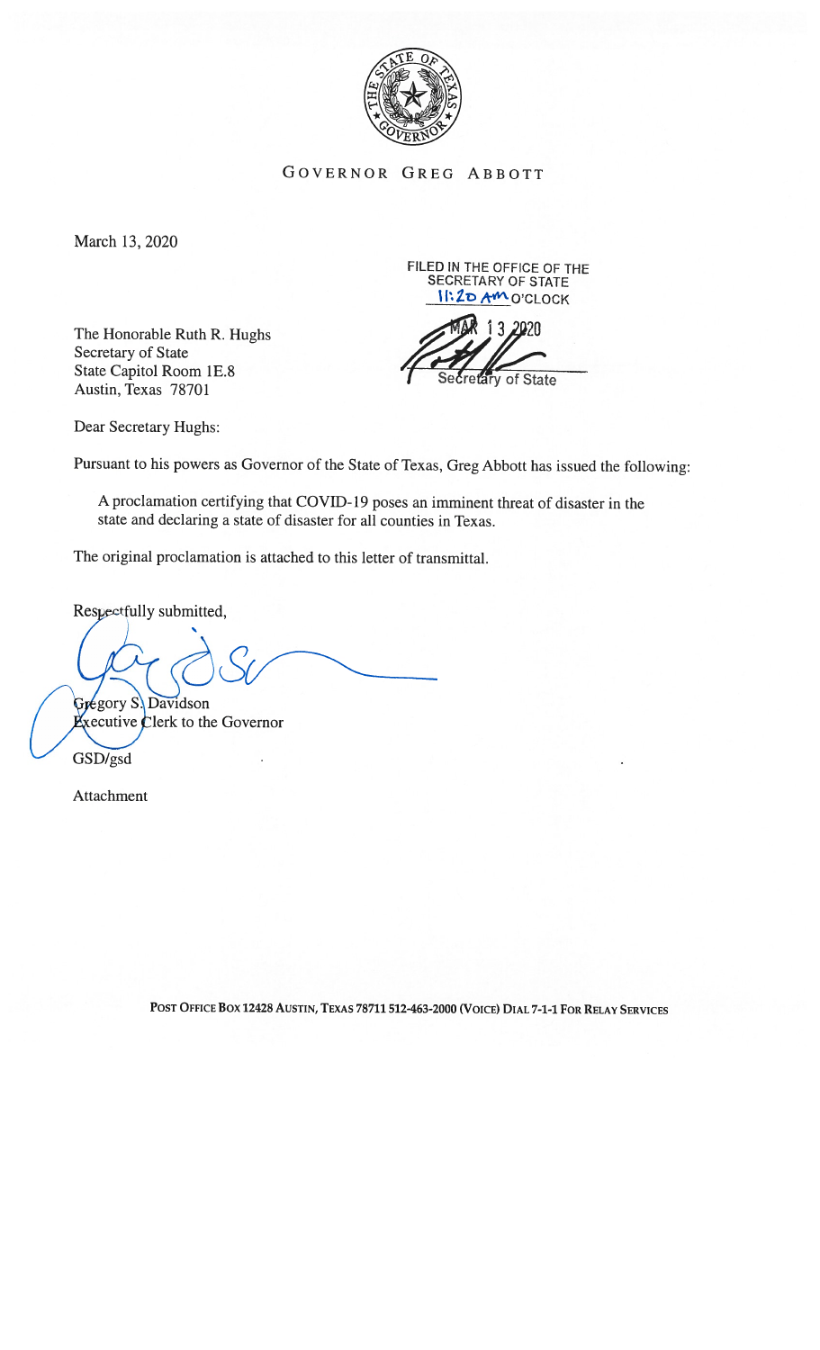GOVERNOR GREG ABBOTT

March 13, 2020

FILED IN THE OFFICE OF THE SECRETARY OF STATE
11:20 AM O'CLOCK

MAR 13 2020

Secretary of State

The Honorable Ruth R. Hughs
Secretary of State
State Capitol Room 1E.8
Austin, Texas 78701

Dear Secretary Hughs:

Pursuant to his powers as Governor of the State of Texas, Greg Abbott has issued the following:

> A proclamation certifying that COVID-19 poses an imminent threat of disaster in the state and declaring a state of disaster for all counties in Texas.

The original proclamation is attached to this letter of transmittal.

Respectfully submitted,

Gregory S. Davidson
Executive Clerk to the Governor

GSD/gsd

Attachment

POST OFFICE BOX 12428 AUSTIN, TEXAS 78711 512-463-2000 (VOICE) DIAL 7-1-1 FOR RELAY SERVICES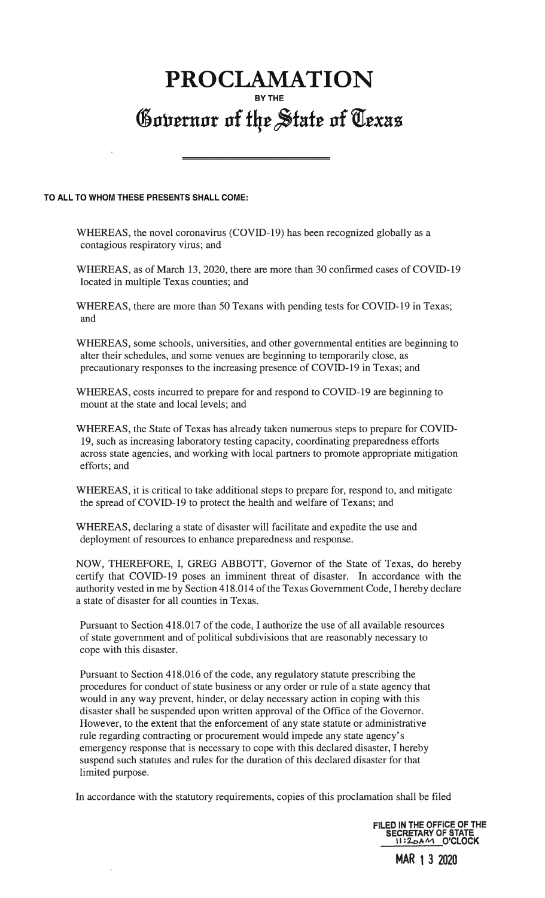# PROCLAMATION

**BY THE**

## Governor of the State of Texas

**TO ALL TO WHOM THESE PRESENTS SHALL COME:**

WHEREAS, the novel coronavirus (COVID-19) has been recognized globally as a contagious respiratory virus; and

WHEREAS, as of March 13, 2020, there are more than 30 confirmed cases of COVID-19 located in multiple Texas counties; and

WHEREAS, there are more than 50 Texans with pending tests for COVID-19 in Texas; and

WHEREAS, some schools, universities, and other governmental entities are beginning to alter their schedules, and some venues are beginning to temporarily close, as precautionary responses to the increasing presence of COVID-19 in Texas; and

WHEREAS, costs incurred to prepare for and respond to COVID-19 are beginning to mount at the state and local levels; and

WHEREAS, the State of Texas has already taken numerous steps to prepare for COVID-19, such as increasing laboratory testing capacity, coordinating preparedness efforts across state agencies, and working with local partners to promote appropriate mitigation efforts; and

WHEREAS, it is critical to take additional steps to prepare for, respond to, and mitigate the spread of COVID-19 to protect the health and welfare of Texans; and

WHEREAS, declaring a state of disaster will facilitate and expedite the use and deployment of resources to enhance preparedness and response.

NOW, THEREFORE, I, GREG ABBOTT, Governor of the State of Texas, do hereby certify that COVID-19 poses an imminent threat of disaster. In accordance with the authority vested in me by Section 418.014 of the Texas Government Code, I hereby declare a state of disaster for all counties in Texas.

Pursuant to Section 418.017 of the code, I authorize the use of all available resources of state government and of political subdivisions that are reasonably necessary to cope with this disaster.

Pursuant to Section 418.016 of the code, any regulatory statute prescribing the procedures for conduct of state business or any order or rule of a state agency that would in any way prevent, hinder, or delay necessary action in coping with this disaster shall be suspended upon written approval of the Office of the Governor. However, to the extent that the enforcement of any state statute or administrative rule regarding contracting or procurement would impede any state agency's emergency response that is necessary to cope with this declared disaster, I hereby suspend such statutes and rules for the duration of this declared disaster for that limited purpose.

In accordance with the statutory requirements, copies of this proclamation shall be filed

FILED IN THE OFFICE OF THE SECRETARY OF STATE
11:20AM O'CLOCK

MAR 13 2020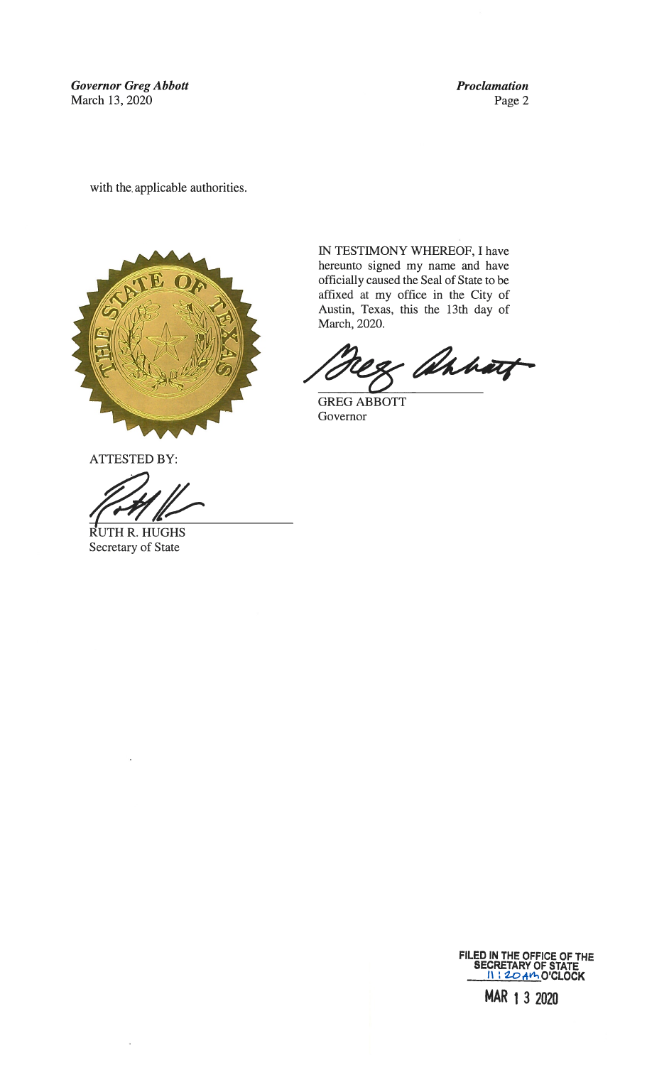with the applicable authorities.

IN TESTIMONY WHEREOF, I have hereunto signed my name and have officially caused the Seal of State to be affixed at my office in the City of Austin, Texas, this the 13th day of March, 2020.

GREG ABBOTT
Governor

ATTESTED BY:

RUTH R. HUGHS
Secretary of State

FILED IN THE OFFICE OF THE SECRETARY OF STATE
11:20AM O'CLOCK

MAR 13 2020